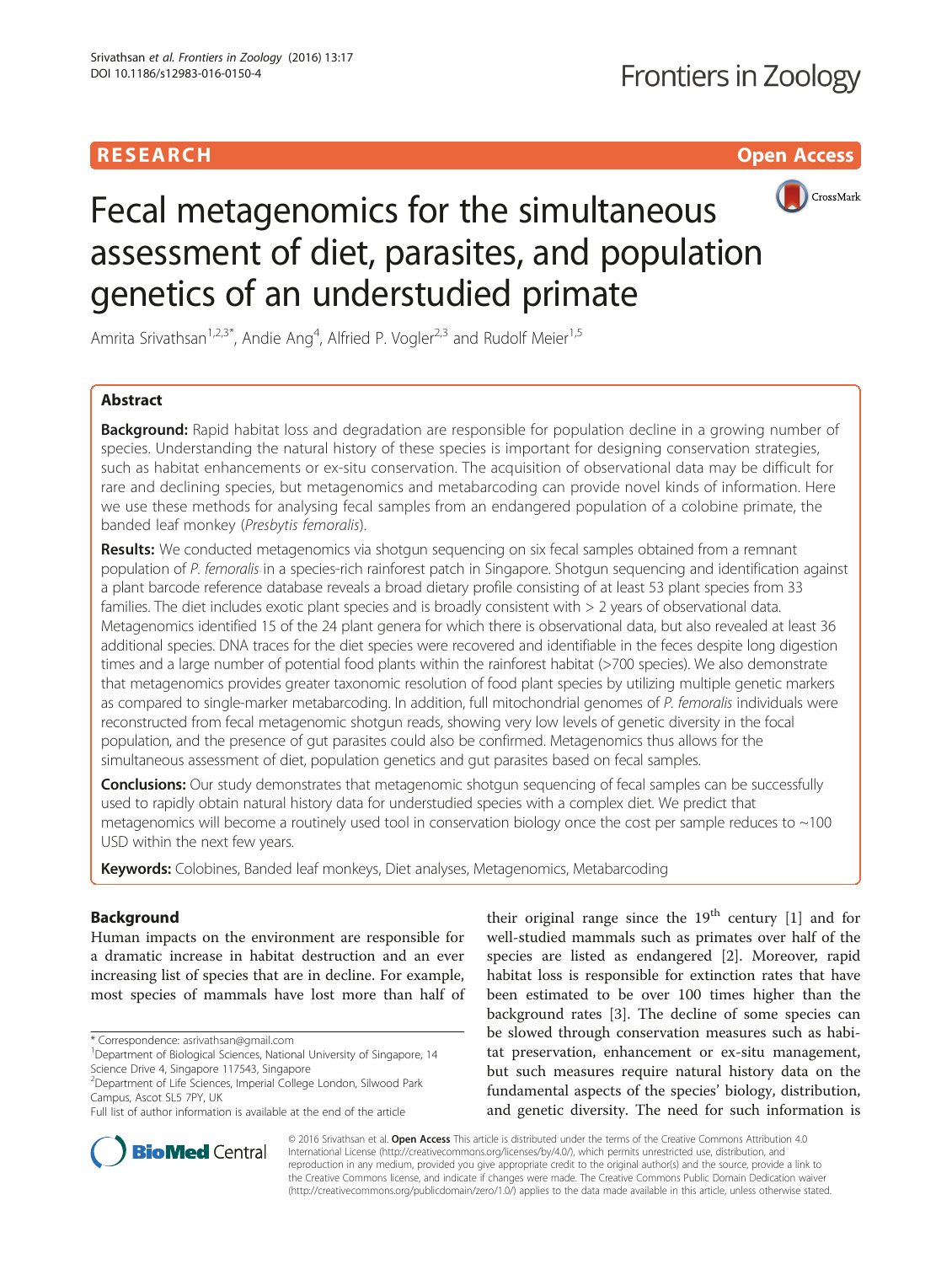RESEARCH Open Access

# Fecal metagenomics for the simultaneous assessment of diet, parasites, and population genetics of an understudied primate

Amrita Srivathsan[1,2,3*], Andie Ang[4], Alfried P. Vogler[2,3] and Rudolf Meier[1,5]

## Abstract

**Background:** Rapid habitat loss and degradation are responsible for population decline in a growing number of species. Understanding the natural history of these species is important for designing conservation strategies, such as habitat enhancements or ex-situ conservation. The acquisition of observational data may be difficult for rare and declining species, but metagenomics and metabarcoding can provide novel kinds of information. Here we use these methods for analysing fecal samples from an endangered population of a colobine primate, the banded leaf monkey (*Presbytis femoralis*).

**Results:** We conducted metagenomics via shotgun sequencing on six fecal samples obtained from a remnant population of *P. femoralis* in a species-rich rainforest patch in Singapore. Shotgun sequencing and identification against a plant barcode reference database reveals a broad dietary profile consisting of at least 53 plant species from 33 families. The diet includes exotic plant species and is broadly consistent with > 2 years of observational data. Metagenomics identified 15 of the 24 plant genera for which there is observational data, but also revealed at least 36 additional species. DNA traces for the diet species were recovered and identifiable in the feces despite long digestion times and a large number of potential food plants within the rainforest habitat (>700 species). We also demonstrate that metagenomics provides greater taxonomic resolution of food plant species by utilizing multiple genetic markers as compared to single-marker metabarcoding. In addition, full mitochondrial genomes of *P. femoralis* individuals were reconstructed from fecal metagenomic shotgun reads, showing very low levels of genetic diversity in the focal population, and the presence of gut parasites could also be confirmed. Metagenomics thus allows for the simultaneous assessment of diet, population genetics and gut parasites based on fecal samples.

**Conclusions:** Our study demonstrates that metagenomic shotgun sequencing of fecal samples can be successfully used to rapidly obtain natural history data for understudied species with a complex diet. We predict that metagenomics will become a routinely used tool in conservation biology once the cost per sample reduces to ~100 USD within the next few years.

**Keywords:** Colobines, Banded leaf monkeys, Diet analyses, Metagenomics, Metabarcoding

## Background

Human impacts on the environment are responsible for a dramatic increase in habitat destruction and an ever increasing list of species that are in decline. For example, most species of mammals have lost more than half of their original range since the 19$^{th}$ century [1] and for well-studied mammals such as primates over half of the species are listed as endangered [2]. Moreover, rapid habitat loss is responsible for extinction rates that have been estimated to be over 100 times higher than the background rates [3]. The decline of some species can be slowed through conservation measures such as habitat preservation, enhancement or ex-situ management, but such measures require natural history data on the fundamental aspects of the species' biology, distribution, and genetic diversity. The need for such information is

\* Correspondence: asrivathsan@gmail.com

[1]Department of Biological Sciences, National University of Singapore, 14 Science Drive 4, Singapore 117543, Singapore

[2]Department of Life Sciences, Imperial College London, Silwood Park Campus, Ascot SL5 7PY, UK

Full list of author information is available at the end of the article

© 2016 Srivathsan et al. **Open Access** This article is distributed under the terms of the Creative Commons Attribution 4.0 International License (http://creativecommons.org/licenses/by/4.0/), which permits unrestricted use, distribution, and reproduction in any medium, provided you give appropriate credit to the original author(s) and the source, provide a link to the Creative Commons license, and indicate if changes were made. The Creative Commons Public Domain Dedication waiver (http://creativecommons.org/publicdomain/zero/1.0/) applies to the data made available in this article, unless otherwise stated.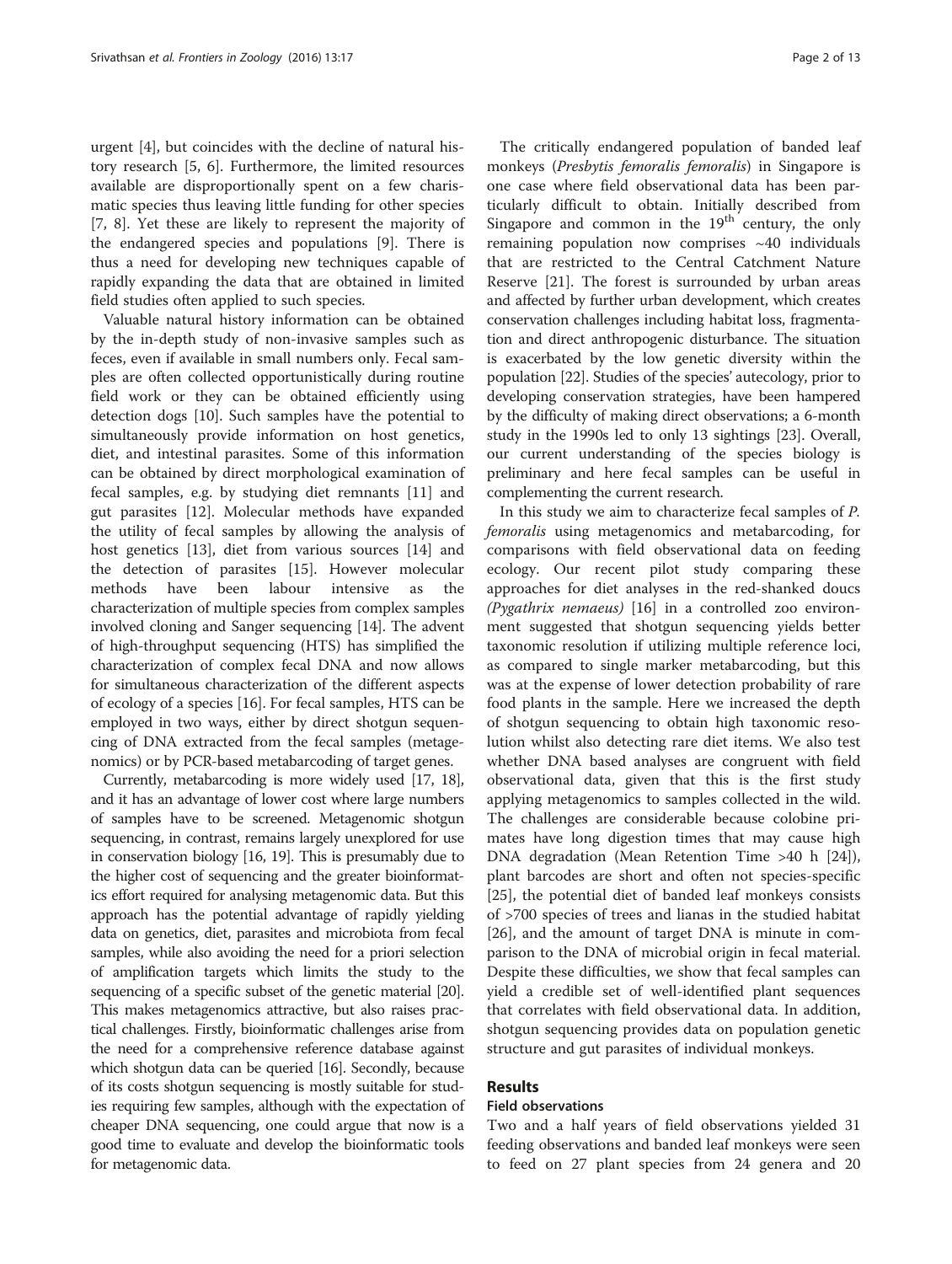urgent [4], but coincides with the decline of natural history research [5, 6]. Furthermore, the limited resources available are disproportionally spent on a few charismatic species thus leaving little funding for other species [7, 8]. Yet these are likely to represent the majority of the endangered species and populations [9]. There is thus a need for developing new techniques capable of rapidly expanding the data that are obtained in limited field studies often applied to such species.

Valuable natural history information can be obtained by the in-depth study of non-invasive samples such as feces, even if available in small numbers only. Fecal samples are often collected opportunistically during routine field work or they can be obtained efficiently using detection dogs [10]. Such samples have the potential to simultaneously provide information on host genetics, diet, and intestinal parasites. Some of this information can be obtained by direct morphological examination of fecal samples, e.g. by studying diet remnants [11] and gut parasites [12]. Molecular methods have expanded the utility of fecal samples by allowing the analysis of host genetics [13], diet from various sources [14] and the detection of parasites [15]. However molecular methods have been labour intensive as the characterization of multiple species from complex samples involved cloning and Sanger sequencing [14]. The advent of high-throughput sequencing (HTS) has simplified the characterization of complex fecal DNA and now allows for simultaneous characterization of the different aspects of ecology of a species [16]. For fecal samples, HTS can be employed in two ways, either by direct shotgun sequencing of DNA extracted from the fecal samples (metagenomics) or by PCR-based metabarcoding of target genes.

Currently, metabarcoding is more widely used [17, 18], and it has an advantage of lower cost where large numbers of samples have to be screened. Metagenomic shotgun sequencing, in contrast, remains largely unexplored for use in conservation biology [16, 19]. This is presumably due to the higher cost of sequencing and the greater bioinformatics effort required for analysing metagenomic data. But this approach has the potential advantage of rapidly yielding data on genetics, diet, parasites and microbiota from fecal samples, while also avoiding the need for a priori selection of amplification targets which limits the study to the sequencing of a specific subset of the genetic material [20]. This makes metagenomics attractive, but also raises practical challenges. Firstly, bioinformatic challenges arise from the need for a comprehensive reference database against which shotgun data can be queried [16]. Secondly, because of its costs shotgun sequencing is mostly suitable for studies requiring few samples, although with the expectation of cheaper DNA sequencing, one could argue that now is a good time to evaluate and develop the bioinformatic tools for metagenomic data.

The critically endangered population of banded leaf monkeys (*Presbytis femoralis femoralis*) in Singapore is one case where field observational data has been particularly difficult to obtain. Initially described from Singapore and common in the 19th century, the only remaining population now comprises ~40 individuals that are restricted to the Central Catchment Nature Reserve [21]. The forest is surrounded by urban areas and affected by further urban development, which creates conservation challenges including habitat loss, fragmentation and direct anthropogenic disturbance. The situation is exacerbated by the low genetic diversity within the population [22]. Studies of the species' autecology, prior to developing conservation strategies, have been hampered by the difficulty of making direct observations; a 6-month study in the 1990s led to only 13 sightings [23]. Overall, our current understanding of the species biology is preliminary and here fecal samples can be useful in complementing the current research.

In this study we aim to characterize fecal samples of *P. femoralis* using metagenomics and metabarcoding, for comparisons with field observational data on feeding ecology. Our recent pilot study comparing these approaches for diet analyses in the red-shanked doucs (*Pygathrix nemaeus*) [16] in a controlled zoo environment suggested that shotgun sequencing yields better taxonomic resolution if utilizing multiple reference loci, as compared to single marker metabarcoding, but this was at the expense of lower detection probability of rare food plants in the sample. Here we increased the depth of shotgun sequencing to obtain high taxonomic resolution whilst also detecting rare diet items. We also test whether DNA based analyses are congruent with field observational data, given that this is the first study applying metagenomics to samples collected in the wild. The challenges are considerable because colobine primates have long digestion times that may cause high DNA degradation (Mean Retention Time >40 h [24]), plant barcodes are short and often not species-specific [25], the potential diet of banded leaf monkeys consists of >700 species of trees and lianas in the studied habitat [26], and the amount of target DNA is minute in comparison to the DNA of microbial origin in fecal material. Despite these difficulties, we show that fecal samples can yield a credible set of well-identified plant sequences that correlates with field observational data. In addition, shotgun sequencing provides data on population genetic structure and gut parasites of individual monkeys.

## Results

### Field observations

Two and a half years of field observations yielded 31 feeding observations and banded leaf monkeys were seen to feed on 27 plant species from 24 genera and 20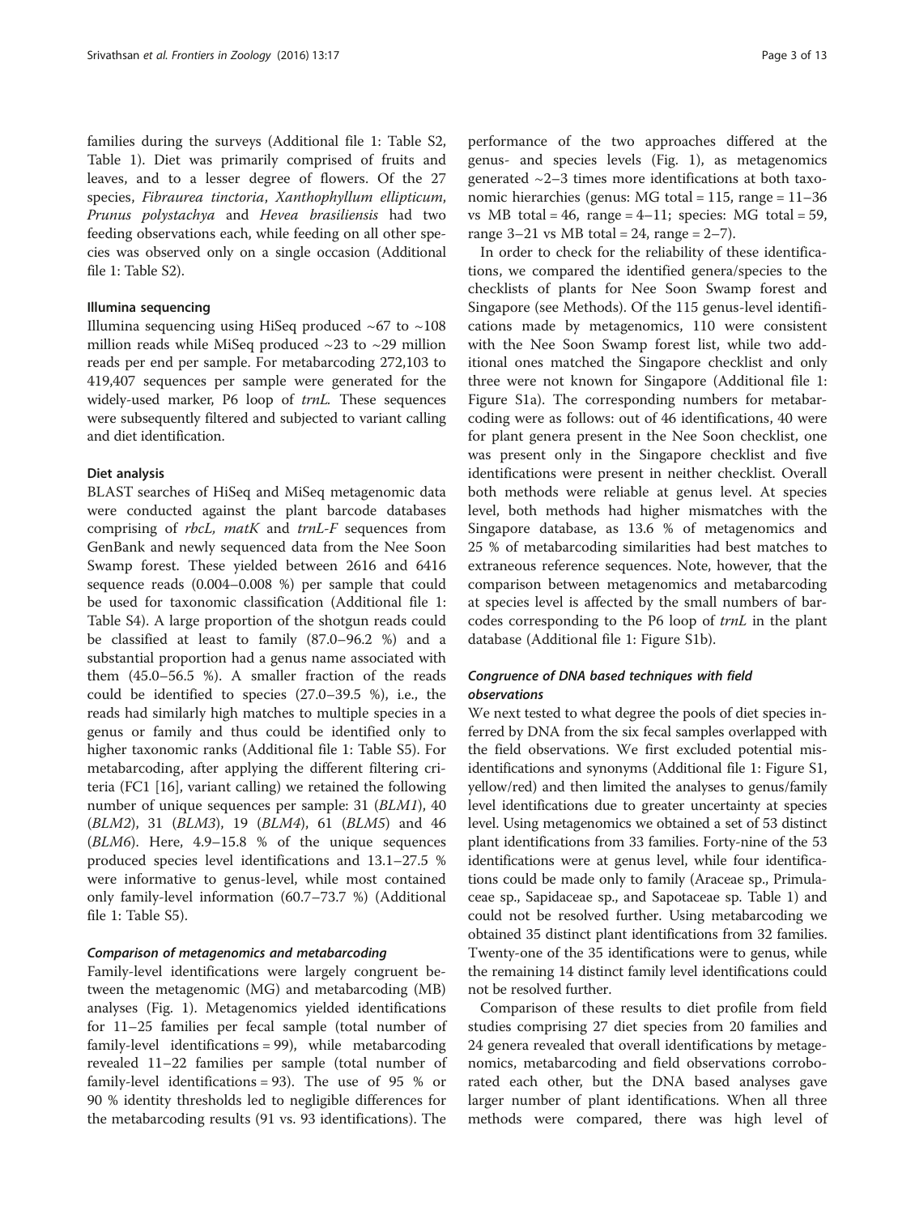families during the surveys (Additional file 1: Table S2, Table 1). Diet was primarily comprised of fruits and leaves, and to a lesser degree of flowers. Of the 27 species, *Fibraurea tinctoria*, *Xanthophyllum ellipticum*, *Prunus polystachya* and *Hevea brasiliensis* had two feeding observations each, while feeding on all other species was observed only on a single occasion (Additional file 1: Table S2).

### Illumina sequencing

Illumina sequencing using HiSeq produced ~67 to ~108 million reads while MiSeq produced ~23 to ~29 million reads per end per sample. For metabarcoding 272,103 to 419,407 sequences per sample were generated for the widely-used marker, P6 loop of *trnL*. These sequences were subsequently filtered and subjected to variant calling and diet identification.

### Diet analysis

BLAST searches of HiSeq and MiSeq metagenomic data were conducted against the plant barcode databases comprising of *rbcL*, *matK* and *trnL-F* sequences from GenBank and newly sequenced data from the Nee Soon Swamp forest. These yielded between 2616 and 6416 sequence reads (0.004–0.008 %) per sample that could be used for taxonomic classification (Additional file 1: Table S4). A large proportion of the shotgun reads could be classified at least to family (87.0–96.2 %) and a substantial proportion had a genus name associated with them (45.0–56.5 %). A smaller fraction of the reads could be identified to species (27.0–39.5 %), i.e., the reads had similarly high matches to multiple species in a genus or family and thus could be identified only to higher taxonomic ranks (Additional file 1: Table S5). For metabarcoding, after applying the different filtering criteria (FC1 [16], variant calling) we retained the following number of unique sequences per sample: 31 (*BLM1*), 40 (*BLM2*), 31 (*BLM3*), 19 (*BLM4*), 61 (*BLM5*) and 46 (*BLM6*). Here, 4.9–15.8 % of the unique sequences produced species level identifications and 13.1–27.5 % were informative to genus-level, while most contained only family-level information (60.7–73.7 %) (Additional file 1: Table S5).

#### *Comparison of metagenomics and metabarcoding*

Family-level identifications were largely congruent between the metagenomic (MG) and metabarcoding (MB) analyses (Fig. 1). Metagenomics yielded identifications for 11–25 families per fecal sample (total number of family-level identifications = 99), while metabarcoding revealed 11–22 families per sample (total number of family-level identifications = 93). The use of 95 % or 90 % identity thresholds led to negligible differences for the metabarcoding results (91 vs. 93 identifications). The performance of the two approaches differed at the genus- and species levels (Fig. 1), as metagenomics generated ~2–3 times more identifications at both taxonomic hierarchies (genus: MG total = 115, range = 11–36 vs MB total = 46, range = 4–11; species: MG total = 59, range 3–21 vs MB total = 24, range = 2–7).

In order to check for the reliability of these identifications, we compared the identified genera/species to the checklists of plants for Nee Soon Swamp forest and Singapore (see Methods). Of the 115 genus-level identifications made by metagenomics, 110 were consistent with the Nee Soon Swamp forest list, while two additional ones matched the Singapore checklist and only three were not known for Singapore (Additional file 1: Figure S1a). The corresponding numbers for metabarcoding were as follows: out of 46 identifications, 40 were for plant genera present in the Nee Soon checklist, one was present only in the Singapore checklist and five identifications were present in neither checklist. Overall both methods were reliable at genus level. At species level, both methods had higher mismatches with the Singapore database, as 13.6 % of metagenomics and 25 % of metabarcoding similarities had best matches to extraneous reference sequences. Note, however, that the comparison between metagenomics and metabarcoding at species level is affected by the small numbers of barcodes corresponding to the P6 loop of *trnL* in the plant database (Additional file 1: Figure S1b).

#### *Congruence of DNA based techniques with field observations*

We next tested to what degree the pools of diet species inferred by DNA from the six fecal samples overlapped with the field observations. We first excluded potential misidentifications and synonyms (Additional file 1: Figure S1, yellow/red) and then limited the analyses to genus/family level identifications due to greater uncertainty at species level. Using metagenomics we obtained a set of 53 distinct plant identifications from 33 families. Forty-nine of the 53 identifications were at genus level, while four identifications could be made only to family (Araceae sp., Primulaceae sp., Sapidaceae sp., and Sapotaceae sp. Table 1) and could not be resolved further. Using metabarcoding we obtained 35 distinct plant identifications from 32 families. Twenty-one of the 35 identifications were to genus, while the remaining 14 distinct family level identifications could not be resolved further.

Comparison of these results to diet profile from field studies comprising 27 diet species from 20 families and 24 genera revealed that overall identifications by metagenomics, metabarcoding and field observations corroborated each other, but the DNA based analyses gave larger number of plant identifications. When all three methods were compared, there was high level of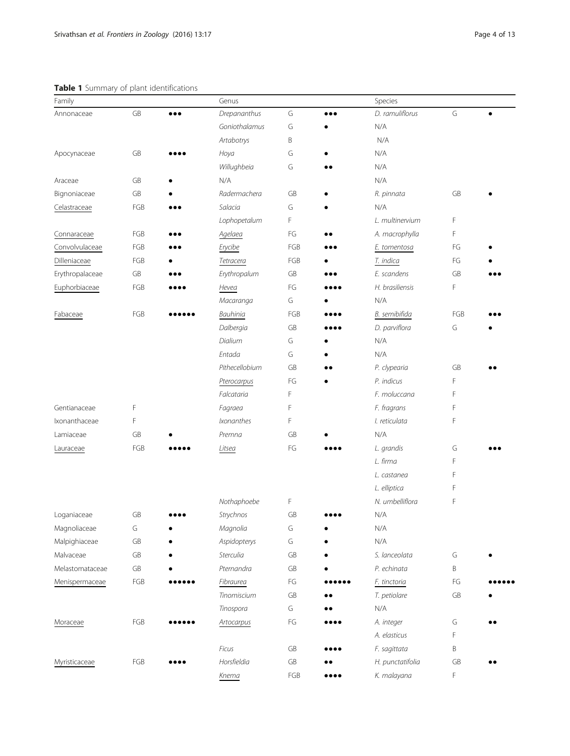**Table 1** Summary of plant identifications

| Family | | | Genus | | | Species | | |
|---|---|---|---|---|---|---|---|---|
| Annonaceae | GB | ●●● | *Drepananthus* | G | ●●● | *D. ramuliflorus* | G | ● |
| | | | *Goniothalamus* | G | ● | N/A | | |
| | | | *Artabotrys* | B | | N/A | | |
| Apocynaceae | GB | ●●●● | *Hoya* | G | ● | N/A | | |
| | | | *Willughbeia* | G | ●● | N/A | | |
| Araceae | GB | ● | N/A | | | N/A | | |
| Bignoniaceae | GB | ● | *Radermachera* | GB | ● | *R. pinnata* | GB | ● |
| <u>Celastraceae</u> | FGB | ●●● | *Salacia* | G | ● | N/A | | |
| | | | *Lophopetalum* | F | | *L. multinervium* | F | |
| <u>Connaraceae</u> | FGB | ●●● | <u>*Agelaea*</u> | FG | ●● | *A. macrophylla* | F | |
| <u>Convolvulaceae</u> | FGB | ●●● | <u>*Erycibe*</u> | FGB | ●●● | <u>*E. tomentosa*</u> | FG | ● |
| <u>Dilleniaceae</u> | FGB | ● | <u>*Tetracera*</u> | FGB | ● | <u>*T. indica*</u> | FG | ● |
| Erythropalaceae | GB | ●●● | *Erythropalum* | GB | ●●● | *E. scandens* | GB | ●●● |
| <u>Euphorbiaceae</u> | FGB | ●●●● | <u>*Hevea*</u> | FG | ●●●● | *H. brasiliensis* | F | |
| | | | *Macaranga* | G | ● | N/A | | |
| <u>Fabaceae</u> | FGB | ●●●●●● | <u>*Bauhinia*</u> | FGB | ●●●● | <u>*B. semibifida*</u> | FGB | ●●● |
| | | | *Dalbergia* | GB | ●●●● | *D. parviflora* | G | ● |
| | | | *Dialium* | G | ● | N/A | | |
| | | | *Entada* | G | ● | N/A | | |
| | | | *Pithecellobium* | GB | ●● | *P. clypearia* | GB | ●● |
| | | | <u>*Pterocarpus*</u> | FG | ● | *P. indicus* | F | |
| | | | *Falcataria* | F | | *F. moluccana* | F | |
| Gentianaceae | F | | *Fagraea* | F | | *F. fragrans* | F | |
| Ixonanthaceae | F | | *Ixonanthes* | F | | *I. reticulata* | F | |
| Lamiaceae | GB | ● | *Premna* | GB | ● | N/A | | |
| <u>Lauraceae</u> | FGB | ●●●●● | <u>*Litsea*</u> | FG | ●●●● | *L. grandis* | G | ●●● |
| | | | | | | *L. firma* | F | |
| | | | | | | *L. castanea* | F | |
| | | | | | | *L. elliptica* | F | |
| | | | *Nothaphoebe* | F | | *N. umbelliflora* | F | |
| Loganiaceae | GB | ●●●● | *Strychnos* | GB | ●●●● | N/A | | |
| Magnoliaceae | G | ● | *Magnolia* | G | ● | N/A | | |
| Malpighiaceae | GB | ● | *Aspidopterys* | G | ● | N/A | | |
| Malvaceae | GB | ● | *Sterculia* | GB | ● | *S. lanceolata* | G | ● |
| Melastomataceae | GB | ● | *Pternandra* | GB | ● | *P. echinata* | B | |
| <u>Menispermaceae</u> | FGB | ●●●●●● | <u>*Fibraurea*</u> | FG | ●●●●●● | <u>*F. tinctoria*</u> | FG | ●●●●●● |
| | | | *Tinomiscium* | GB | ●● | *T. petiolare* | GB | ● |
| | | | *Tinospora* | G | ●● | N/A | | |
| <u>Moraceae</u> | FGB | ●●●●●● | <u>*Artocarpus*</u> | FG | ●●●● | *A. integer* | G | ●● |
| | | | | | | *A. elasticus* | F | |
| | | | *Ficus* | GB | ●●●● | *F. sagittata* | B | |
| <u>Myristicaceae</u> | FGB | ●●●● | *Horsfieldia* | GB | ●● | *H. punctatifolia* | GB | ●● |
| | | | <u>*Knema*</u> | FGB | ●●●● | *K. malayana* | F | |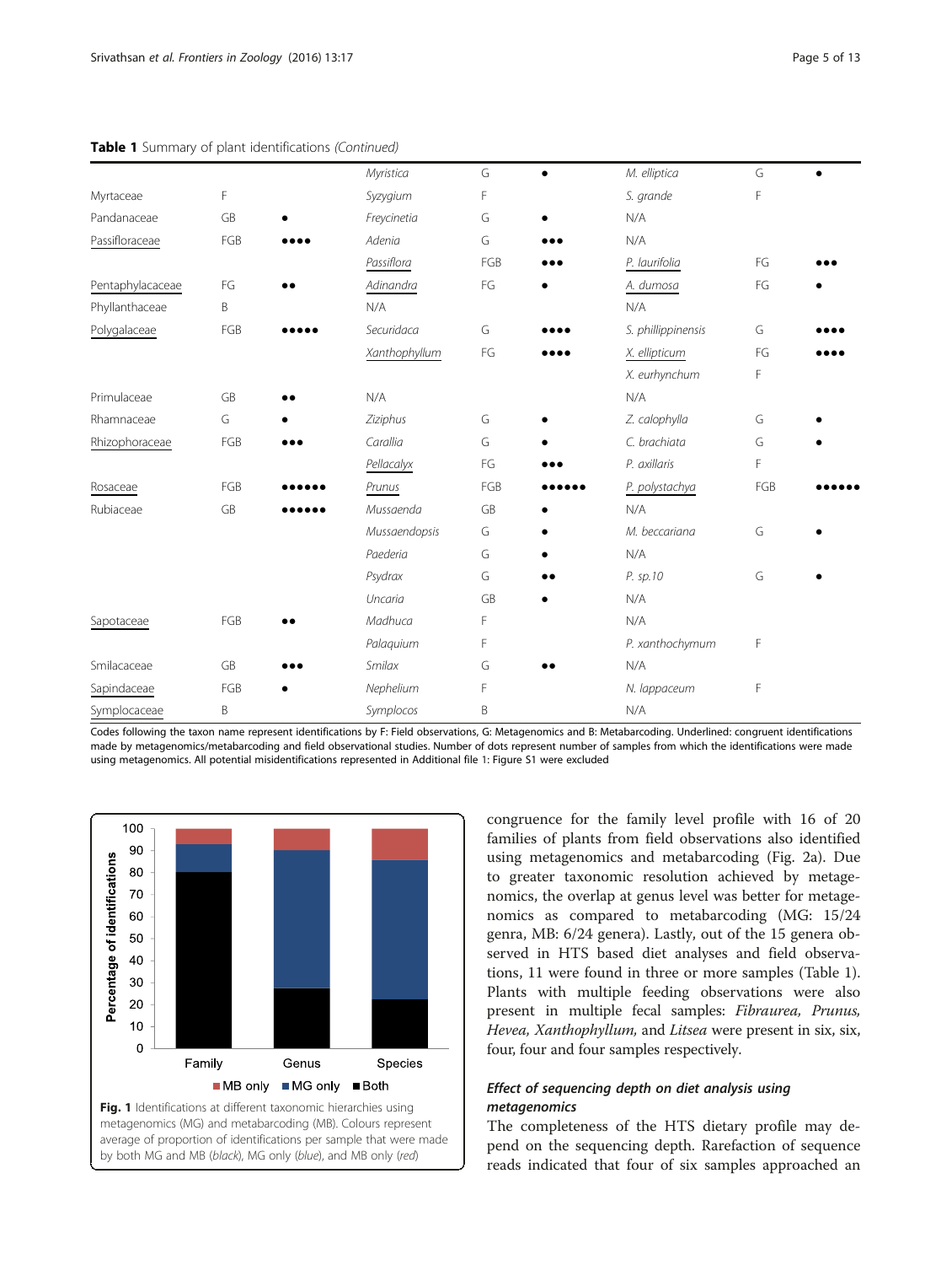**Table 1** Summary of plant identifications *(Continued)*

| Family | Codes | Samples | Genus | Codes | Samples | Species | Codes | Samples |
|---|---|---|---|---|---|---|---|---|
| | | | *Myristica* | G | ● | *M. elliptica* | G | ● |
| Myrtaceae | F | | *Syzygium* | F | | *S. grande* | F | |
| Pandanaceae | GB | ● | *Freycinetia* | G | ● | N/A | | |
| <u>Passifloraceae</u> | FGB | ●●●● | *Adenia* | G | ●●● | N/A | | |
| | | | <u>*Passiflora*</u> | FGB | ●●● | <u>*P. laurifolia*</u> | FG | ●●● |
| <u>Pentaphylacaceae</u> | FG | ●● | <u>*Adinandra*</u> | FG | ● | <u>*A. dumosa*</u> | FG | ● |
| Phyllanthaceae | B | | N/A | | | N/A | | |
| <u>Polygalaceae</u> | FGB | ●●●●● | *Securidaca* | G | ●●●● | *S. phillippinensis* | G | ●●●● |
| | | | <u>*Xanthophyllum*</u> | FG | ●●●● | <u>*X. ellipticum*</u> | FG | ●●●● |
| | | | | | | *X. eurhynchum* | F | |
| Primulaceae | GB | ●● | N/A | | | N/A | | |
| Rhamnaceae | G | ● | *Ziziphus* | G | ● | *Z. calophylla* | G | ● |
| <u>Rhizophoraceae</u> | FGB | ●●● | *Carallia* | G | ● | *C. brachiata* | G | ● |
| | | | <u>*Pellacalyx*</u> | FG | ●●● | *P. axillaris* | F | |
| <u>Rosaceae</u> | FGB | ●●●●●● | <u>*Prunus*</u> | FGB | ●●●●●● | <u>*P. polystachya*</u> | FGB | ●●●●●● |
| Rubiaceae | GB | ●●●●●● | *Mussaenda* | GB | ● | N/A | | |
| | | | *Mussaendopsis* | G | ● | *M. beccariana* | G | ● |
| | | | *Paederia* | G | ● | N/A | | |
| | | | *Psydrax* | G | ●● | *P. sp.10* | G | ● |
| | | | *Uncaria* | GB | ● | N/A | | |
| <u>Sapotaceae</u> | FGB | ●● | *Madhuca* | F | | N/A | | |
| | | | *Palaquium* | F | | *P. xanthochymum* | F | |
| Smilacaceae | GB | ●●● | *Smilax* | G | ●● | N/A | | |
| <u>Sapindaceae</u> | FGB | ● | *Nephelium* | F | | *N. lappaceum* | F | |
| <u>Symplocaceae</u> | B | | *Symplocos* | B | | N/A | | |

Codes following the taxon name represent identifications by F: Field observations, G: Metagenomics and B: Metabarcoding. Underlined: congruent identifications made by metagenomics/metabarcoding and field observational studies. Number of dots represent number of samples from which the identifications were made using metagenomics. All potential misidentifications represented in Additional file 1: Figure S1 were excluded

**Fig. 1** Identifications at different taxonomic hierarchies using metagenomics (MG) and metabarcoding (MB). Colours represent average of proportion of identifications per sample that were made by both MG and MB (*black*), MG only (*blue*), and MB only (*red*)

congruence for the family level profile with 16 of 20 families of plants from field observations also identified using metagenomics and metabarcoding (Fig. 2a). Due to greater taxonomic resolution achieved by metagenomics, the overlap at genus level was better for metagenomics as compared to metabarcoding (MG: 15/24 genra, MB: 6/24 genera). Lastly, out of the 15 genera observed in HTS based diet analyses and field observations, 11 were found in three or more samples (Table 1). Plants with multiple feeding observations were also present in multiple fecal samples: *Fibraurea, Prunus, Hevea, Xanthophyllum,* and *Litsea* were present in six, six, four, four and four samples respectively.

### *Effect of sequencing depth on diet analysis using metagenomics*

The completeness of the HTS dietary profile may depend on the sequencing depth. Rarefaction of sequence reads indicated that four of six samples approached an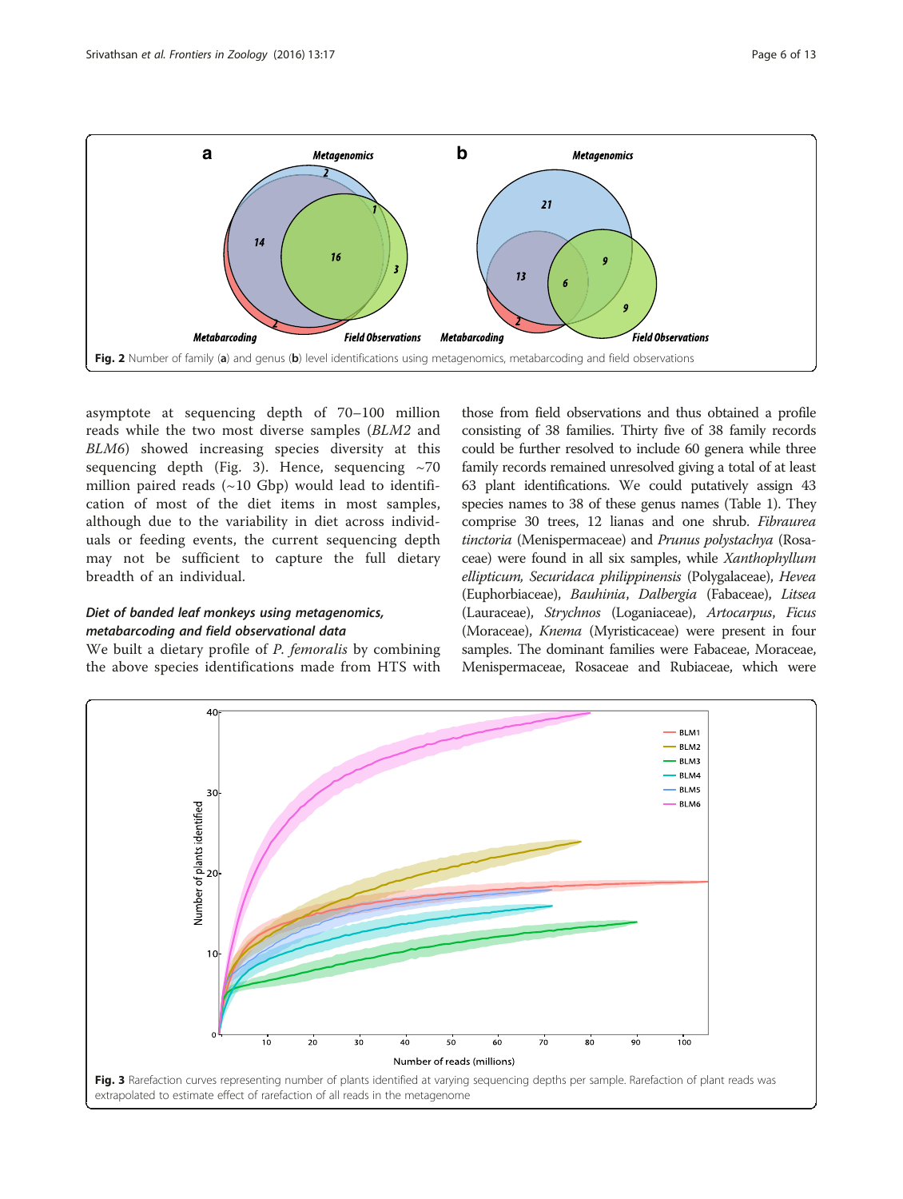Fig. 2 Number of family (a) and genus (b) level identifications using metagenomics, metabarcoding and field observations

asymptote at sequencing depth of 70–100 million reads while the two most diverse samples (*BLM2* and *BLM6*) showed increasing species diversity at this sequencing depth (Fig. 3). Hence, sequencing ~70 million paired reads (~10 Gbp) would lead to identification of most of the diet items in most samples, although due to the variability in diet across individuals or feeding events, the current sequencing depth may not be sufficient to capture the full dietary breadth of an individual.

### Diet of banded leaf monkeys using metagenomics, metabarcoding and field observational data

We built a dietary profile of *P. femoralis* by combining the above species identifications made from HTS with those from field observations and thus obtained a profile consisting of 38 families. Thirty five of 38 family records could be further resolved to include 60 genera while three family records remained unresolved giving a total of at least 63 plant identifications. We could putatively assign 43 species names to 38 of these genus names (Table 1). They comprise 30 trees, 12 lianas and one shrub. *Fibraurea tinctoria* (Menispermaceae) and *Prunus polystachya* (Rosaceae) were found in all six samples, while *Xanthophyllum ellipticum, Securidaca philippinensis* (Polygalaceae), *Hevea* (Euphorbiaceae), *Bauhinia*, *Dalbergia* (Fabaceae), *Litsea* (Lauraceae), *Strychnos* (Loganiaceae), *Artocarpus*, *Ficus* (Moraceae), *Knema* (Myristicaceae) were present in four samples. The dominant families were Fabaceae, Moraceae, Menispermaceae, Rosaceae and Rubiaceae, which were

Fig. 3 Rarefaction curves representing number of plants identified at varying sequencing depths per sample. Rarefaction of plant reads was extrapolated to estimate effect of rarefaction of all reads in the metagenome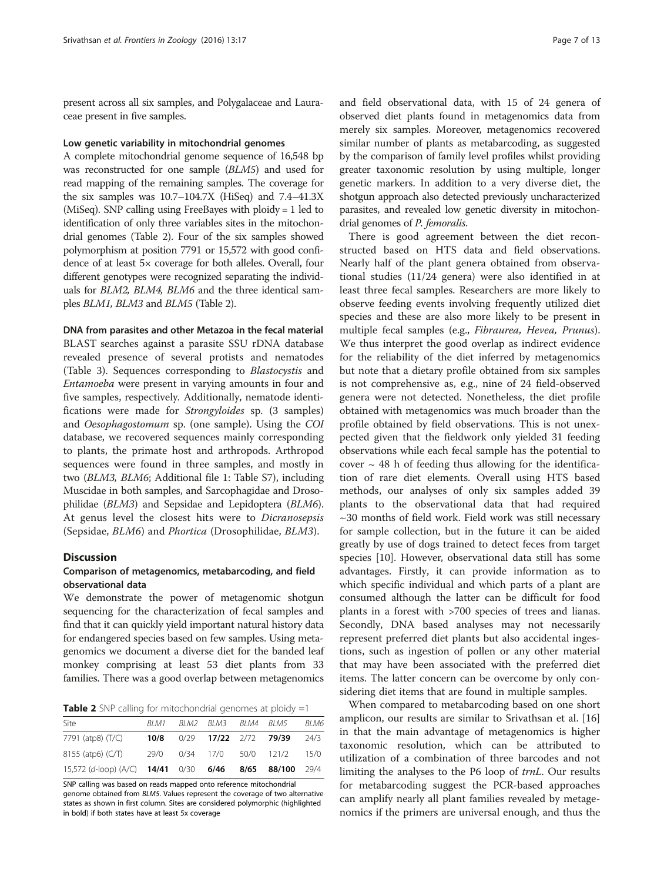present across all six samples, and Polygalaceae and Lauraceae present in five samples.

#### Low genetic variability in mitochondrial genomes

A complete mitochondrial genome sequence of 16,548 bp was reconstructed for one sample (*BLM5*) and used for read mapping of the remaining samples. The coverage for the six samples was 10.7–104.7X (HiSeq) and 7.4–41.3X (MiSeq). SNP calling using FreeBayes with ploidy = 1 led to identification of only three variables sites in the mitochondrial genomes (Table 2). Four of the six samples showed polymorphism at position 7791 or 15,572 with good confidence of at least 5× coverage for both alleles. Overall, four different genotypes were recognized separating the individuals for *BLM2, BLM4, BLM6* and the three identical samples *BLM1, BLM3* and *BLM5* (Table 2).

#### DNA from parasites and other Metazoa in the fecal material

BLAST searches against a parasite SSU rDNA database revealed presence of several protists and nematodes (Table 3). Sequences corresponding to *Blastocystis* and *Entamoeba* were present in varying amounts in four and five samples, respectively. Additionally, nematode identifications were made for *Strongyloides* sp. (3 samples) and *Oesophagostomum* sp. (one sample). Using the *COI* database, we recovered sequences mainly corresponding to plants, the primate host and arthropods. Arthropod sequences were found in three samples, and mostly in two (*BLM3, BLM6*; Additional file 1: Table S7), including Muscidae in both samples, and Sarcophagidae and Drosophilidae (*BLM3*) and Sepsidae and Lepidoptera (*BLM6*). At genus level the closest hits were to *Dicranosepsis* (Sepsidae, *BLM6*) and *Phortica* (Drosophilidae, *BLM3*).

## Discussion

### Comparison of metagenomics, metabarcoding, and field observational data

We demonstrate the power of metagenomic shotgun sequencing for the characterization of fecal samples and find that it can quickly yield important natural history data for endangered species based on few samples. Using metagenomics we document a diverse diet for the banded leaf monkey comprising at least 53 diet plants from 33 families. There was a good overlap between metagenomics and field observational data, with 15 of 24 genera of observed diet plants found in metagenomics data from merely six samples. Moreover, metagenomics recovered similar number of plants as metabarcoding, as suggested by the comparison of family level profiles whilst providing greater taxonomic resolution by using multiple, longer genetic markers. In addition to a very diverse diet, the shotgun approach also detected previously uncharacterized parasites, and revealed low genetic diversity in mitochondrial genomes of *P. femoralis*.

There is good agreement between the diet reconstructed based on HTS data and field observations. Nearly half of the plant genera obtained from observational studies (11/24 genera) were also identified in at least three fecal samples. Researchers are more likely to observe feeding events involving frequently utilized diet species and these are also more likely to be present in multiple fecal samples (e.g., *Fibraurea, Hevea, Prunus*). We thus interpret the good overlap as indirect evidence for the reliability of the diet inferred by metagenomics but note that a dietary profile obtained from six samples is not comprehensive as, e.g., nine of 24 field-observed genera were not detected. Nonetheless, the diet profile obtained with metagenomics was much broader than the profile obtained by field observations. This is not unexpected given that the fieldwork only yielded 31 feeding observations while each fecal sample has the potential to cover ~ 48 h of feeding thus allowing for the identification of rare diet elements. Overall using HTS based methods, our analyses of only six samples added 39 plants to the observational data that had required ~30 months of field work. Field work was still necessary for sample collection, but in the future it can be aided greatly by use of dogs trained to detect feces from target species [10]. However, observational data still has some advantages. Firstly, it can provide information as to which specific individual and which parts of a plant are consumed although the latter can be difficult for food plants in a forest with >700 species of trees and lianas. Secondly, DNA based analyses may not necessarily represent preferred diet plants but also accidental ingestions, such as ingestion of pollen or any other material that may have been associated with the preferred diet items. The latter concern can be overcome by only considering diet items that are found in multiple samples.

When compared to metabarcoding based on one short amplicon, our results are similar to Srivathsan et al. [16] in that the main advantage of metagenomics is higher taxonomic resolution, which can be attributed to utilization of a combination of three barcodes and not limiting the analyses to the P6 loop of *trnL*. Our results for metabarcoding suggest the PCR-based approaches can amplify nearly all plant families revealed by metagenomics if the primers are universal enough, and thus the

**Table 2** SNP calling for mitochondrial genomes at ploidy =1

| Site | *BLM1* | *BLM2* | *BLM3* | *BLM4* | *BLM5* | *BLM6* |
|---|---|---|---|---|---|---|
| 7791 (atp8) (T/C) | **10/8** | 0/29 | **17/22** | 2/72 | **79/39** | 24/3 |
| 8155 (atp6) (C/T) | 29/0 | 0/34 | 17/0 | 50/0 | 121/2 | 15/0 |
| 15,572 (*d*-loop) (A/C) | **14/41** | 0/30 | **6/46** | **8/65** | **88/100** | 29/4 |

SNP calling was based on reads mapped onto reference mitochondrial genome obtained from *BLM5*. Values represent the coverage of two alternative states as shown in first column. Sites are considered polymorphic (highlighted in bold) if both states have at least 5x coverage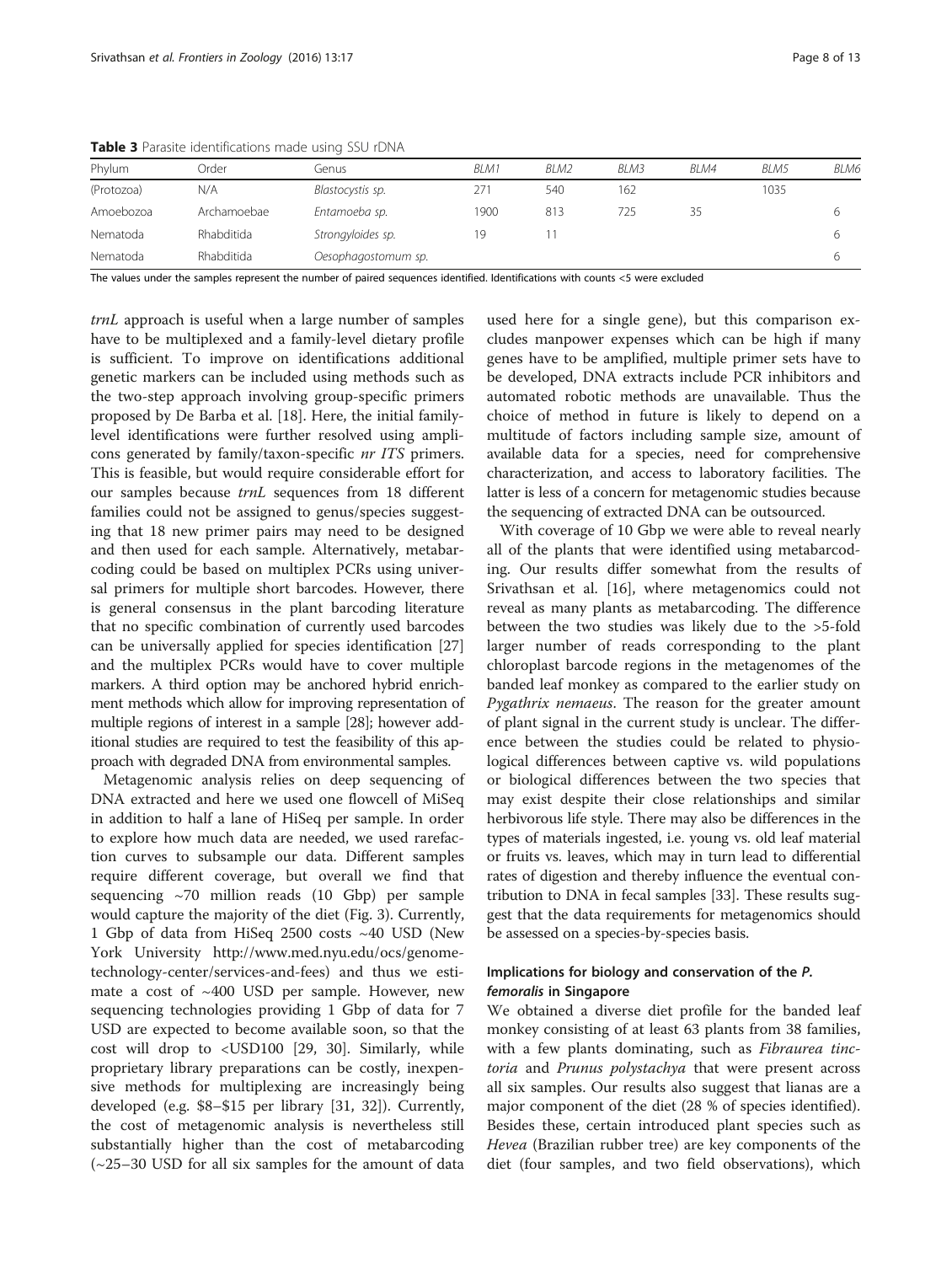**Table 3** Parasite identifications made using SSU rDNA

| Phylum | Order | Genus | BLM1 | BLM2 | BLM3 | BLM4 | BLM5 | BLM6 |
|---|---|---|---|---|---|---|---|---|
| (Protozoa) | N/A | *Blastocystis sp.* | 271 | 540 | 162 | | 1035 | |
| Amoebozoa | Archamoebae | *Entamoeba sp.* | 1900 | 813 | 725 | 35 | | 6 |
| Nematoda | Rhabditida | *Strongyloides sp.* | 19 | 11 | | | | 6 |
| Nematoda | Rhabditida | *Oesophagostomum sp.* | | | | | | 6 |

The values under the samples represent the number of paired sequences identified. Identifications with counts <5 were excluded

*trnL* approach is useful when a large number of samples have to be multiplexed and a family-level dietary profile is sufficient. To improve on identifications additional genetic markers can be included using methods such as the two-step approach involving group-specific primers proposed by De Barba et al. [18]. Here, the initial family-level identifications were further resolved using amplicons generated by family/taxon-specific *nr ITS* primers. This is feasible, but would require considerable effort for our samples because *trnL* sequences from 18 different families could not be assigned to genus/species suggesting that 18 new primer pairs may need to be designed and then used for each sample. Alternatively, metabarcoding could be based on multiplex PCRs using universal primers for multiple short barcodes. However, there is general consensus in the plant barcoding literature that no specific combination of currently used barcodes can be universally applied for species identification [27] and the multiplex PCRs would have to cover multiple markers. A third option may be anchored hybrid enrichment methods which allow for improving representation of multiple regions of interest in a sample [28]; however additional studies are required to test the feasibility of this approach with degraded DNA from environmental samples.

Metagenomic analysis relies on deep sequencing of DNA extracted and here we used one flowcell of MiSeq in addition to half a lane of HiSeq per sample. In order to explore how much data are needed, we used rarefaction curves to subsample our data. Different samples require different coverage, but overall we find that sequencing ~70 million reads (10 Gbp) per sample would capture the majority of the diet (Fig. 3). Currently, 1 Gbp of data from HiSeq 2500 costs ~40 USD (New York University http://www.med.nyu.edu/ocs/genome-technology-center/services-and-fees) and thus we estimate a cost of ~400 USD per sample. However, new sequencing technologies providing 1 Gbp of data for 7 USD are expected to become available soon, so that the cost will drop to <USD100 [29, 30]. Similarly, while proprietary library preparations can be costly, inexpensive methods for multiplexing are increasingly being developed (e.g. $8–$15 per library [31, 32]). Currently, the cost of metagenomic analysis is nevertheless still substantially higher than the cost of metabarcoding (~25–30 USD for all six samples for the amount of data used here for a single gene), but this comparison excludes manpower expenses which can be high if many genes have to be amplified, multiple primer sets have to be developed, DNA extracts include PCR inhibitors and automated robotic methods are unavailable. Thus the choice of method in future is likely to depend on a multitude of factors including sample size, amount of available data for a species, need for comprehensive characterization, and access to laboratory facilities. The latter is less of a concern for metagenomic studies because the sequencing of extracted DNA can be outsourced.

With coverage of 10 Gbp we were able to reveal nearly all of the plants that were identified using metabarcoding. Our results differ somewhat from the results of Srivathsan et al. [16], where metagenomics could not reveal as many plants as metabarcoding. The difference between the two studies was likely due to the >5-fold larger number of reads corresponding to the plant chloroplast barcode regions in the metagenomes of the banded leaf monkey as compared to the earlier study on *Pygathrix nemaeus*. The reason for the greater amount of plant signal in the current study is unclear. The difference between the studies could be related to physiological differences between captive vs. wild populations or biological differences between the two species that may exist despite their close relationships and similar herbivorous life style. There may also be differences in the types of materials ingested, i.e. young vs. old leaf material or fruits vs. leaves, which may in turn lead to differential rates of digestion and thereby influence the eventual contribution to DNA in fecal samples [33]. These results suggest that the data requirements for metagenomics should be assessed on a species-by-species basis.

### Implications for biology and conservation of the *P. femoralis* in Singapore

We obtained a diverse diet profile for the banded leaf monkey consisting of at least 63 plants from 38 families, with a few plants dominating, such as *Fibraurea tinctoria* and *Prunus polystachya* that were present across all six samples. Our results also suggest that lianas are a major component of the diet (28 % of species identified). Besides these, certain introduced plant species such as *Hevea* (Brazilian rubber tree) are key components of the diet (four samples, and two field observations), which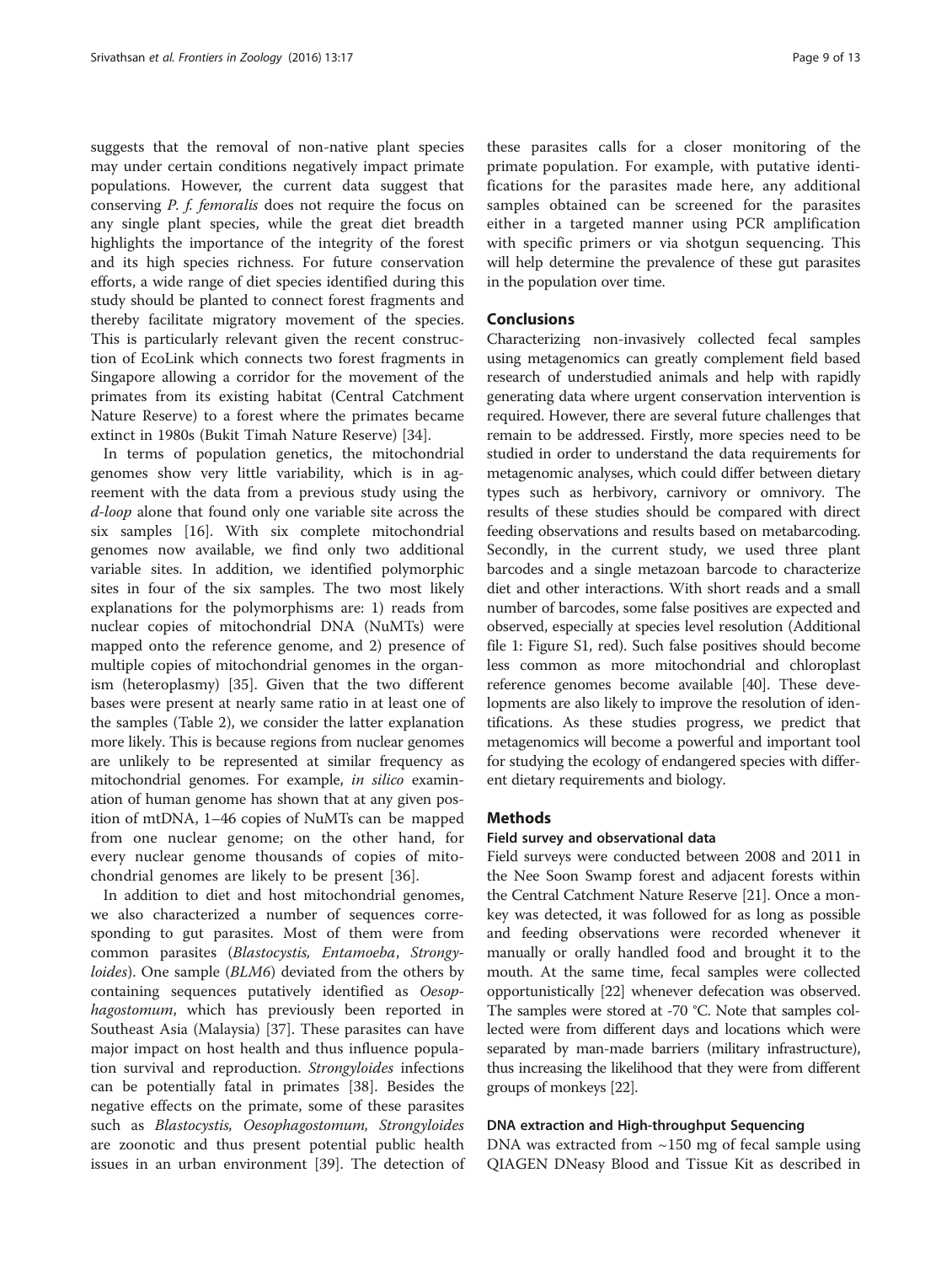suggests that the removal of non-native plant species may under certain conditions negatively impact primate populations. However, the current data suggest that conserving *P. f. femoralis* does not require the focus on any single plant species, while the great diet breadth highlights the importance of the integrity of the forest and its high species richness. For future conservation efforts, a wide range of diet species identified during this study should be planted to connect forest fragments and thereby facilitate migratory movement of the species. This is particularly relevant given the recent construction of EcoLink which connects two forest fragments in Singapore allowing a corridor for the movement of the primates from its existing habitat (Central Catchment Nature Reserve) to a forest where the primates became extinct in 1980s (Bukit Timah Nature Reserve) [34].

In terms of population genetics, the mitochondrial genomes show very little variability, which is in agreement with the data from a previous study using the *d-loop* alone that found only one variable site across the six samples [16]. With six complete mitochondrial genomes now available, we find only two additional variable sites. In addition, we identified polymorphic sites in four of the six samples. The two most likely explanations for the polymorphisms are: 1) reads from nuclear copies of mitochondrial DNA (NuMTs) were mapped onto the reference genome, and 2) presence of multiple copies of mitochondrial genomes in the organism (heteroplasmy) [35]. Given that the two different bases were present at nearly same ratio in at least one of the samples (Table 2), we consider the latter explanation more likely. This is because regions from nuclear genomes are unlikely to be represented at similar frequency as mitochondrial genomes. For example, *in silico* examination of human genome has shown that at any given position of mtDNA, 1–46 copies of NuMTs can be mapped from one nuclear genome; on the other hand, for every nuclear genome thousands of copies of mitochondrial genomes are likely to be present [36].

In addition to diet and host mitochondrial genomes, we also characterized a number of sequences corresponding to gut parasites. Most of them were from common parasites (*Blastocystis, Entamoeba*, *Strongyloides*). One sample (*BLM6*) deviated from the others by containing sequences putatively identified as *Oesophagostomum*, which has previously been reported in Southeast Asia (Malaysia) [37]. These parasites can have major impact on host health and thus influence population survival and reproduction. *Strongyloides* infections can be potentially fatal in primates [38]. Besides the negative effects on the primate, some of these parasites such as *Blastocystis, Oesophagostomum, Strongyloides* are zoonotic and thus present potential public health issues in an urban environment [39]. The detection of these parasites calls for a closer monitoring of the primate population. For example, with putative identifications for the parasites made here, any additional samples obtained can be screened for the parasites either in a targeted manner using PCR amplification with specific primers or via shotgun sequencing. This will help determine the prevalence of these gut parasites in the population over time.

## Conclusions

Characterizing non-invasively collected fecal samples using metagenomics can greatly complement field based research of understudied animals and help with rapidly generating data where urgent conservation intervention is required. However, there are several future challenges that remain to be addressed. Firstly, more species need to be studied in order to understand the data requirements for metagenomic analyses, which could differ between dietary types such as herbivory, carnivory or omnivory. The results of these studies should be compared with direct feeding observations and results based on metabarcoding. Secondly, in the current study, we used three plant barcodes and a single metazoan barcode to characterize diet and other interactions. With short reads and a small number of barcodes, some false positives are expected and observed, especially at species level resolution (Additional file 1: Figure S1, red). Such false positives should become less common as more mitochondrial and chloroplast reference genomes become available [40]. These developments are also likely to improve the resolution of identifications. As these studies progress, we predict that metagenomics will become a powerful and important tool for studying the ecology of endangered species with different dietary requirements and biology.

## Methods

### Field survey and observational data

Field surveys were conducted between 2008 and 2011 in the Nee Soon Swamp forest and adjacent forests within the Central Catchment Nature Reserve [21]. Once a monkey was detected, it was followed for as long as possible and feeding observations were recorded whenever it manually or orally handled food and brought it to the mouth. At the same time, fecal samples were collected opportunistically [22] whenever defecation was observed. The samples were stored at -70 °C. Note that samples collected were from different days and locations which were separated by man-made barriers (military infrastructure), thus increasing the likelihood that they were from different groups of monkeys [22].

### DNA extraction and High-throughput Sequencing

DNA was extracted from ~150 mg of fecal sample using QIAGEN DNeasy Blood and Tissue Kit as described in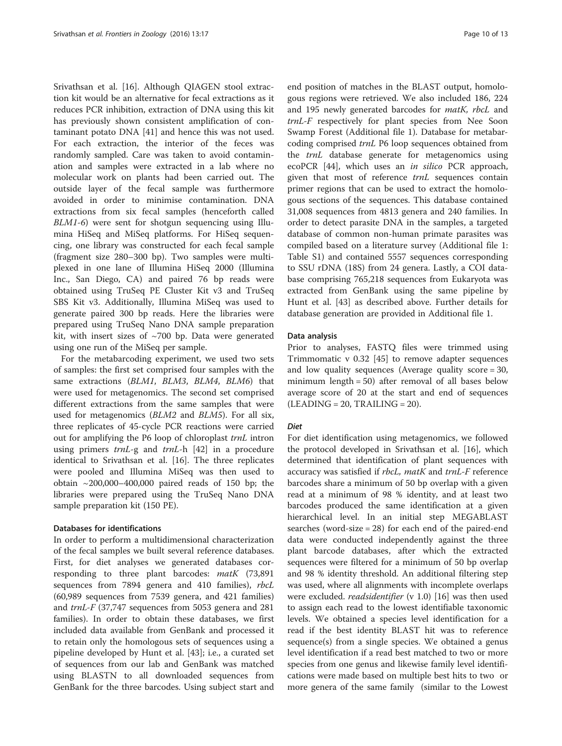Srivathsan et al. [16]. Although QIAGEN stool extraction kit would be an alternative for fecal extractions as it reduces PCR inhibition, extraction of DNA using this kit has previously shown consistent amplification of contaminant potato DNA [41] and hence this was not used. For each extraction, the interior of the feces was randomly sampled. Care was taken to avoid contamination and samples were extracted in a lab where no molecular work on plants had been carried out. The outside layer of the fecal sample was furthermore avoided in order to minimise contamination. DNA extractions from six fecal samples (henceforth called *BLM1-6*) were sent for shotgun sequencing using Illumina HiSeq and MiSeq platforms. For HiSeq sequencing, one library was constructed for each fecal sample (fragment size 280–300 bp). Two samples were multiplexed in one lane of Illumina HiSeq 2000 (Illumina Inc., San Diego, CA) and paired 76 bp reads were obtained using TruSeq PE Cluster Kit v3 and TruSeq SBS Kit v3. Additionally, Illumina MiSeq was used to generate paired 300 bp reads. Here the libraries were prepared using TruSeq Nano DNA sample preparation kit, with insert sizes of ~700 bp. Data were generated using one run of the MiSeq per sample.

For the metabarcoding experiment, we used two sets of samples: the first set comprised four samples with the same extractions (*BLM1*, *BLM3*, *BLM4*, *BLM6*) that were used for metagenomics. The second set comprised different extractions from the same samples that were used for metagenomics (*BLM2* and *BLM5*). For all six, three replicates of 45-cycle PCR reactions were carried out for amplifying the P6 loop of chloroplast *trnL* intron using primers *trnL*-g and *trnL*-h [42] in a procedure identical to Srivathsan et al. [16]. The three replicates were pooled and Illumina MiSeq was then used to obtain ~200,000–400,000 paired reads of 150 bp; the libraries were prepared using the TruSeq Nano DNA sample preparation kit (150 PE).

#### Databases for identifications

In order to perform a multidimensional characterization of the fecal samples we built several reference databases. First, for diet analyses we generated databases corresponding to three plant barcodes: *matK* (73,891 sequences from 7894 genera and 410 families), *rbcL* (60,989 sequences from 7539 genera, and 421 families) and *trnL-F* (37,747 sequences from 5053 genera and 281 families). In order to obtain these databases, we first included data available from GenBank and processed it to retain only the homologous sets of sequences using a pipeline developed by Hunt et al. [43]; i.e., a curated set of sequences from our lab and GenBank was matched using BLASTN to all downloaded sequences from GenBank for the three barcodes. Using subject start and end position of matches in the BLAST output, homologous regions were retrieved. We also included 186, 224 and 195 newly generated barcodes for *matK, rbcL* and *trnL-F* respectively for plant species from Nee Soon Swamp Forest (Additional file 1). Database for metabarcoding comprised *trnL* P6 loop sequences obtained from the *trnL* database generate for metagenomics using ecoPCR [44], which uses an *in silico* PCR approach, given that most of reference *trnL* sequences contain primer regions that can be used to extract the homologous sections of the sequences. This database contained 31,008 sequences from 4813 genera and 240 families. In order to detect parasite DNA in the samples, a targeted database of common non-human primate parasites was compiled based on a literature survey (Additional file 1: Table S1) and contained 5557 sequences corresponding to SSU rDNA (18S) from 24 genera. Lastly, a COI database comprising 765,218 sequences from Eukaryota was extracted from GenBank using the same pipeline by Hunt et al. [43] as described above. Further details for database generation are provided in Additional file 1.

#### Data analysis

Prior to analyses, FASTQ files were trimmed using Trimmomatic v 0.32 [45] to remove adapter sequences and low quality sequences (Average quality score = 30, minimum length = 50) after removal of all bases below average score of 20 at the start and end of sequences (LEADING = 20, TRAILING = 20).

##### *Diet*

For diet identification using metagenomics, we followed the protocol developed in Srivathsan et al. [16], which determined that identification of plant sequences with accuracy was satisfied if *rbcL, matK* and *trnL-F* reference barcodes share a minimum of 50 bp overlap with a given read at a minimum of 98 % identity, and at least two barcodes produced the same identification at a given hierarchical level. In an initial step MEGABLAST searches (word-size = 28) for each end of the paired-end data were conducted independently against the three plant barcode databases, after which the extracted sequences were filtered for a minimum of 50 bp overlap and 98 % identity threshold. An additional filtering step was used, where all alignments with incomplete overlaps were excluded. *readsidentifier* (v 1.0) [16] was then used to assign each read to the lowest identifiable taxonomic levels. We obtained a species level identification for a read if the best identity BLAST hit was to reference sequence(s) from a single species. We obtained a genus level identification if a read best matched to two or more species from one genus and likewise family level identifications were made based on multiple best hits to two or more genera of the same family (similar to the Lowest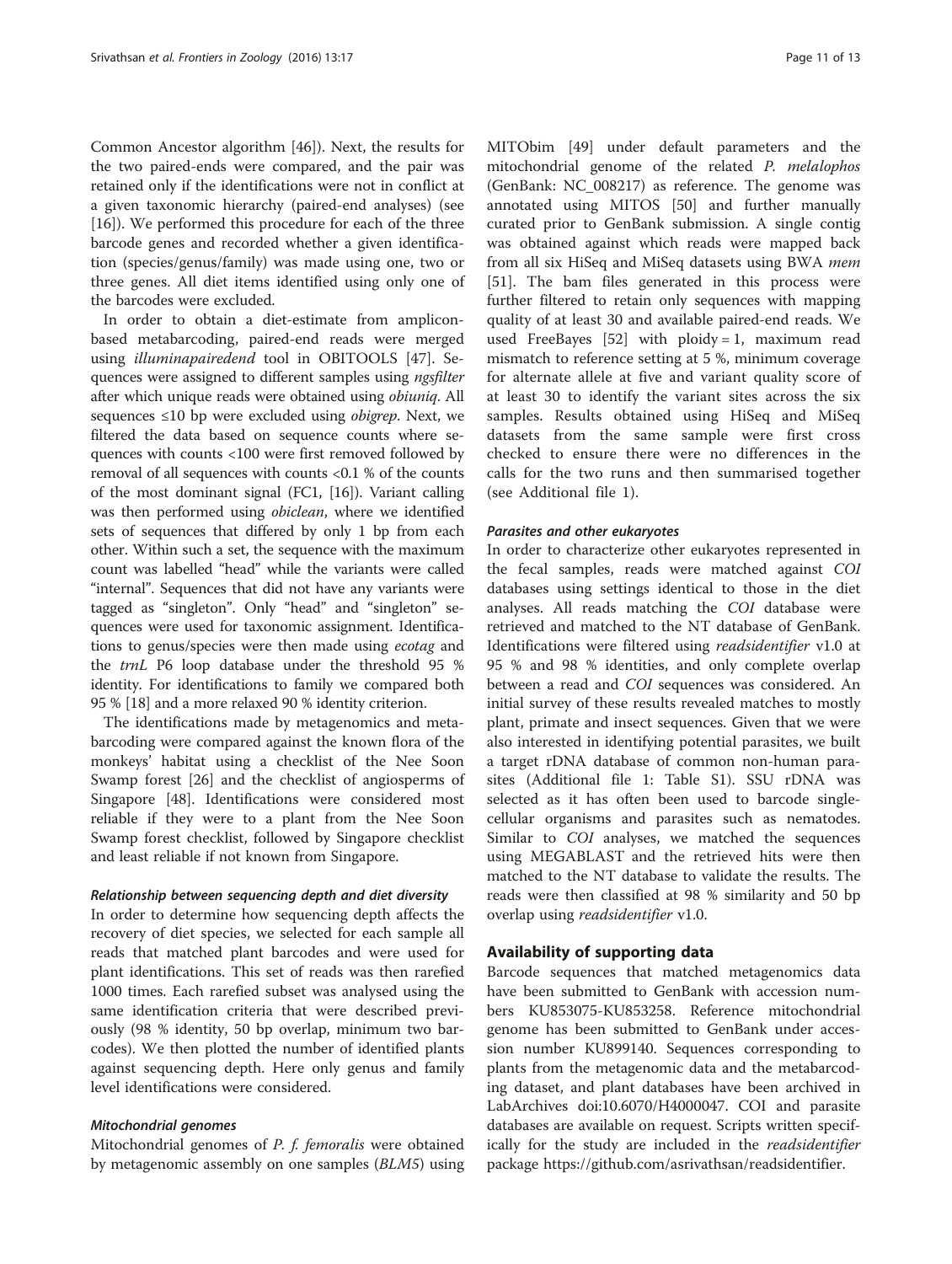Common Ancestor algorithm [46]). Next, the results for the two paired-ends were compared, and the pair was retained only if the identifications were not in conflict at a given taxonomic hierarchy (paired-end analyses) (see [16]). We performed this procedure for each of the three barcode genes and recorded whether a given identification (species/genus/family) was made using one, two or three genes. All diet items identified using only one of the barcodes were excluded.

In order to obtain a diet-estimate from amplicon-based metabarcoding, paired-end reads were merged using *illuminapairedend* tool in OBITOOLS [47]. Sequences were assigned to different samples using *ngsfilter* after which unique reads were obtained using *obiuniq*. All sequences ≤10 bp were excluded using *obigrep*. Next, we filtered the data based on sequence counts where sequences with counts <100 were first removed followed by removal of all sequences with counts <0.1 % of the counts of the most dominant signal (FC1, [16]). Variant calling was then performed using *obiclean*, where we identified sets of sequences that differed by only 1 bp from each other. Within such a set, the sequence with the maximum count was labelled "head" while the variants were called "internal". Sequences that did not have any variants were tagged as "singleton". Only "head" and "singleton" sequences were used for taxonomic assignment. Identifications to genus/species were then made using *ecotag* and the *trnL* P6 loop database under the threshold 95 % identity. For identifications to family we compared both 95 % [18] and a more relaxed 90 % identity criterion.

The identifications made by metagenomics and metabarcoding were compared against the known flora of the monkeys' habitat using a checklist of the Nee Soon Swamp forest [26] and the checklist of angiosperms of Singapore [48]. Identifications were considered most reliable if they were to a plant from the Nee Soon Swamp forest checklist, followed by Singapore checklist and least reliable if not known from Singapore.

#### *Relationship between sequencing depth and diet diversity*

In order to determine how sequencing depth affects the recovery of diet species, we selected for each sample all reads that matched plant barcodes and were used for plant identifications. This set of reads was then rarefied 1000 times. Each rarefied subset was analysed using the same identification criteria that were described previously (98 % identity, 50 bp overlap, minimum two barcodes). We then plotted the number of identified plants against sequencing depth. Here only genus and family level identifications were considered.

#### *Mitochondrial genomes*

Mitochondrial genomes of *P. f. femoralis* were obtained by metagenomic assembly on one samples (*BLM5*) using MITObim [49] under default parameters and the mitochondrial genome of the related *P. melalophos* (GenBank: NC_008217) as reference. The genome was annotated using MITOS [50] and further manually curated prior to GenBank submission. A single contig was obtained against which reads were mapped back from all six HiSeq and MiSeq datasets using BWA *mem* [51]. The bam files generated in this process were further filtered to retain only sequences with mapping quality of at least 30 and available paired-end reads. We used FreeBayes [52] with ploidy = 1, maximum read mismatch to reference setting at 5 %, minimum coverage for alternate allele at five and variant quality score of at least 30 to identify the variant sites across the six samples. Results obtained using HiSeq and MiSeq datasets from the same sample were first cross checked to ensure there were no differences in the calls for the two runs and then summarised together (see Additional file 1).

#### *Parasites and other eukaryotes*

In order to characterize other eukaryotes represented in the fecal samples, reads were matched against *COI* databases using settings identical to those in the diet analyses. All reads matching the *COI* database were retrieved and matched to the NT database of GenBank. Identifications were filtered using *readsidentifier* v1.0 at 95 % and 98 % identities, and only complete overlap between a read and *COI* sequences was considered. An initial survey of these results revealed matches to mostly plant, primate and insect sequences. Given that we were also interested in identifying potential parasites, we built a target rDNA database of common non-human parasites (Additional file 1: Table S1). SSU rDNA was selected as it has often been used to barcode single-cellular organisms and parasites such as nematodes. Similar to *COI* analyses, we matched the sequences using MEGABLAST and the retrieved hits were then matched to the NT database to validate the results. The reads were then classified at 98 % similarity and 50 bp overlap using *readsidentifier* v1.0.

## Availability of supporting data

Barcode sequences that matched metagenomics data have been submitted to GenBank with accession numbers KU853075-KU853258. Reference mitochondrial genome has been submitted to GenBank under accession number KU899140. Sequences corresponding to plants from the metagenomic data and the metabarcoding dataset, and plant databases have been archived in LabArchives doi:10.6070/H4000047. COI and parasite databases are available on request. Scripts written specifically for the study are included in the *readsidentifier* package https://github.com/asrivathsan/readsidentifier.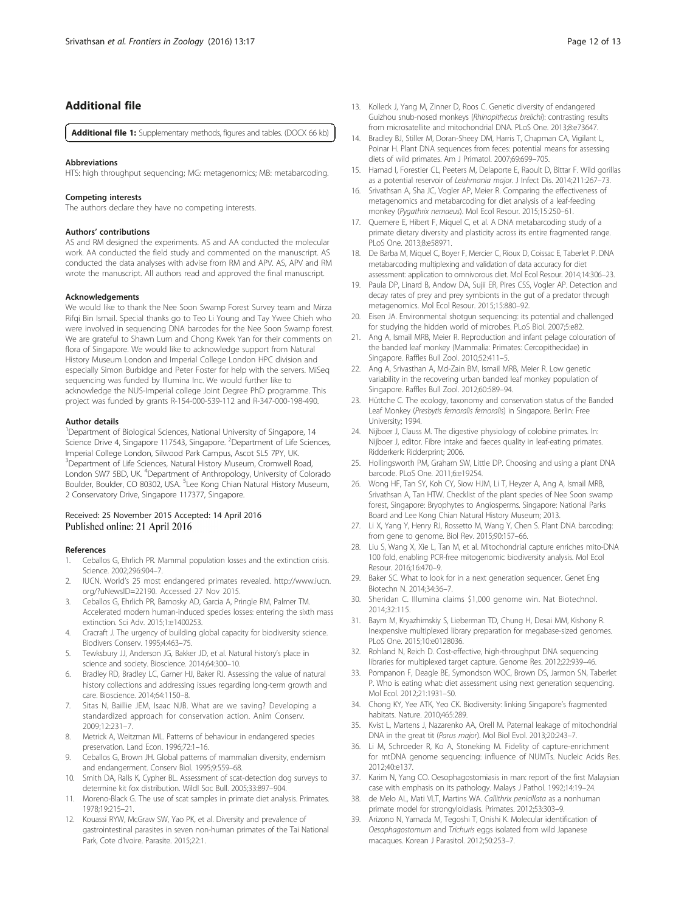## Additional file

**Additional file 1:** Supplementary methods, figures and tables. (DOCX 66 kb)

#### Abbreviations

HTS: high throughput sequencing; MG: metagenomics; MB: metabarcoding.

#### Competing interests

The authors declare they have no competing interests.

#### Authors' contributions

AS and RM designed the experiments. AS and AA conducted the molecular work. AA conducted the field study and commented on the manuscript. AS conducted the data analyses with advise from RM and APV. AS, APV and RM wrote the manuscript. All authors read and approved the final manuscript.

#### Acknowledgements

We would like to thank the Nee Soon Swamp Forest Survey team and Mirza Rifqi Bin Ismail. Special thanks go to Teo Li Young and Tay Ywee Chieh who were involved in sequencing DNA barcodes for the Nee Soon Swamp forest. We are grateful to Shawn Lum and Chong Kwek Yan for their comments on flora of Singapore. We would like to acknowledge support from Natural History Museum London and Imperial College London HPC division and especially Simon Burbidge and Peter Foster for help with the servers. MiSeq sequencing was funded by Illumina Inc. We would further like to acknowledge the NUS-Imperial college Joint Degree PhD programme. This project was funded by grants R-154-000-539-112 and R-347-000-198-490.

#### Author details

[1]Department of Biological Sciences, National University of Singapore, 14 Science Drive 4, Singapore 117543, Singapore. [2]Department of Life Sciences, Imperial College London, Silwood Park Campus, Ascot SL5 7PY, UK. [3]Department of Life Sciences, Natural History Museum, Cromwell Road, London SW7 5BD, UK. [4]Department of Anthropology, University of Colorado Boulder, Boulder, CO 80302, USA. [5]Lee Kong Chian Natural History Museum, 2 Conservatory Drive, Singapore 117377, Singapore.

Received: 25 November 2015 Accepted: 14 April 2016
Published online: 21 April 2016

#### References

1. Ceballos G, Ehrlich PR. Mammal population losses and the extinction crisis. Science. 2002;296:904–7.
2. IUCN. World's 25 most endangered primates revealed. http://www.iucn.org/?uNewsID=22190. Accessed 27 Nov 2015.
3. Ceballos G, Ehrlich PR, Barnosky AD, Garcia A, Pringle RM, Palmer TM. Accelerated modern human-induced species losses: entering the sixth mass extinction. Sci Adv. 2015;1:e1400253.
4. Cracraft J. The urgency of building global capacity for biodiversity science. Biodivers Conserv. 1995;4:463–75.
5. Tewksbury JJ, Anderson JG, Bakker JD, et al. Natural history's place in science and society. Bioscience. 2014;64:300–10.
6. Bradley RD, Bradley LC, Garner HJ, Baker RJ. Assessing the value of natural history collections and addressing issues regarding long-term growth and care. Bioscience. 2014;64:1150–8.
7. Sitas N, Baillie JEM, Isaac NJB. What are we saving? Developing a standardized approach for conservation action. Anim Conserv. 2009;12:231–7.
8. Metrick A, Weitzman ML. Patterns of behaviour in endangered species preservation. Land Econ. 1996;72:1–16.
9. Ceballos G, Brown JH. Global patterns of mammalian diversity, endemism and endangerment. Conserv Biol. 1995;9:559–68.
10. Smith DA, Ralls K, Cypher BL. Assessment of scat-detection dog surveys to determine kit fox distribution. Wildl Soc Bull. 2005;33:897–904.
11. Moreno-Black G. The use of scat samples in primate diet analysis. Primates. 1978;19:215–21.
12. Kouassi RYW, McGraw SW, Yao PK, et al. Diversity and prevalence of gastrointestinal parasites in seven non-human primates of the Tai National Park, Cote d'Ivoire. Parasite. 2015;22:1.
13. Kolleck J, Yang M, Zinner D, Roos C. Genetic diversity of endangered Guizhou snub-nosed monkeys (*Rhinopithecus brelichi*): contrasting results from microsatellite and mitochondrial DNA. PLoS One. 2013;8:e73647.
14. Bradley BJ, Stiller M, Doran-Sheey DM, Harris T, Chapman CA, Vigilant L, Poinar H. Plant DNA sequences from feces: potential means for assessing diets of wild primates. Am J Primatol. 2007;69:699–705.
15. Hamad I, Forestier CL, Peeters M, Delaporte E, Raoult D, Bittar F. Wild gorillas as a potential reservoir of *Leishmania major*. J Infect Dis. 2014;211:267–73.
16. Srivathsan A, Sha JC, Vogler AP, Meier R. Comparing the effectiveness of metagenomics and metabarcoding for diet analysis of a leaf-feeding monkey (*Pygathrix nemaeus*). Mol Ecol Resour. 2015;15:250–61.
17. Quemere E, Hibert F, Miquel C, et al. A DNA metabarcoding study of a primate dietary diversity and plasticity across its entire fragmented range. PLoS One. 2013;8:e58971.
18. De Barba M, Miquel C, Boyer F, Mercier C, Rioux D, Coissac E, Taberlet P. DNA metabarcoding multiplexing and validation of data accuracy for diet assessment: application to omnivorous diet. Mol Ecol Resour. 2014;14:306–23.
19. Paula DP, Linard B, Andow DA, Sujii ER, Pires CSS, Vogler AP. Detection and decay rates of prey and prey symbionts in the gut of a predator through metagenomics. Mol Ecol Resour. 2015;15:880–92.
20. Eisen JA. Environmental shotgun sequencing: its potential and challenged for studying the hidden world of microbes. PLoS Biol. 2007;5:e82.
21. Ang A, Ismail MRB, Meier R. Reproduction and infant pelage colouration of the banded leaf monkey (Mammalia: Primates: Cercopithecidae) in Singapore. Raffles Bull Zool. 2010;52:411–5.
22. Ang A, Srivasthan A, Md-Zain BM, Ismail MRB, Meier R. Low genetic variability in the recovering urban banded leaf monkey population of Singapore. Raffles Bull Zool. 2012;60:589–94.
23. Hüttche C. The ecology, taxonomy and conservation status of the Banded Leaf Monkey (*Presbytis femoralis femoralis*) in Singapore. Berlin: Free University; 1994.
24. Nijboer J, Clauss M. The digestive physiology of colobine primates. In: Nijboer J, editor. Fibre intake and faeces quality in leaf-eating primates. Ridderkerk: Ridderprint; 2006.
25. Hollingsworth PM, Graham SW, Little DP. Choosing and using a plant DNA barcode. PLoS One. 2011;6:e19254.
26. Wong HF, Tan SY, Koh CY, Siow HJM, Li T, Heyzer A, Ang A, Ismail MRB, Srivathsan A, Tan HTW. Checklist of the plant species of Nee Soon swamp forest, Singapore: Bryophytes to Angiosperms. Singapore: National Parks Board and Lee Kong Chian Natural History Museum; 2013.
27. Li X, Yang Y, Henry RJ, Rossetto M, Wang Y, Chen S. Plant DNA barcoding: from gene to genome. Biol Rev. 2015;90:157–66.
28. Liu S, Wang X, Xie L, Tan M, et al. Mitochondrial capture enriches mito-DNA 100 fold, enabling PCR-free mitogenomic biodiversity analysis. Mol Ecol Resour. 2016;16:470–9.
29. Baker SC. What to look for in a next generation sequencer. Genet Eng Biotechn N. 2014;34:36–7.
30. Sheridan C. Illumina claims $1,000 genome win. Nat Biotechnol. 2014;32:115.
31. Baym M, Kryazhimskiy S, Lieberman TD, Chung H, Desai MM, Kishony R. Inexpensive multiplexed library preparation for megabase-sized genomes. PLoS One. 2015;10:e0128036.
32. Rohland N, Reich D. Cost-effective, high-throughput DNA sequencing libraries for multiplexed target capture. Genome Res. 2012;22:939–46.
33. Pompanon F, Deagle BE, Symondson WOC, Brown DS, Jarmon SN, Taberlet P. Who is eating what: diet assessment using next generation sequencing. Mol Ecol. 2012;21:1931–50.
34. Chong KY, Yee ATK, Yeo CK. Biodiversity: linking Singapore's fragmented habitats. Nature. 2010;465:289.
35. Kvist L, Martens J, Nazarenko AA, Orell M. Paternal leakage of mitochondrial DNA in the great tit (*Parus major*). Mol Biol Evol. 2013;20:243–7.
36. Li M, Schroeder R, Ko A, Stoneking M. Fidelity of capture-enrichment for mtDNA genome sequencing: influence of NUMTs. Nucleic Acids Res. 2012;40:e137.
37. Karim N, Yang CO. Oesophagostomiasis in man: report of the first Malaysian case with emphasis on its pathology. Malays J Pathol. 1992;14:19–24.
38. de Melo AL, Mati VLT, Martins WA. *Callithrix penicillata* as a nonhuman primate model for strongyloidiasis. Primates. 2012;53:303–9.
39. Arizono N, Yamada M, Tegoshi T, Onishi K. Molecular identification of *Oesophagostomum* and *Trichuris* eggs isolated from wild Japanese macaques. Korean J Parasitol. 2012;50:253–7.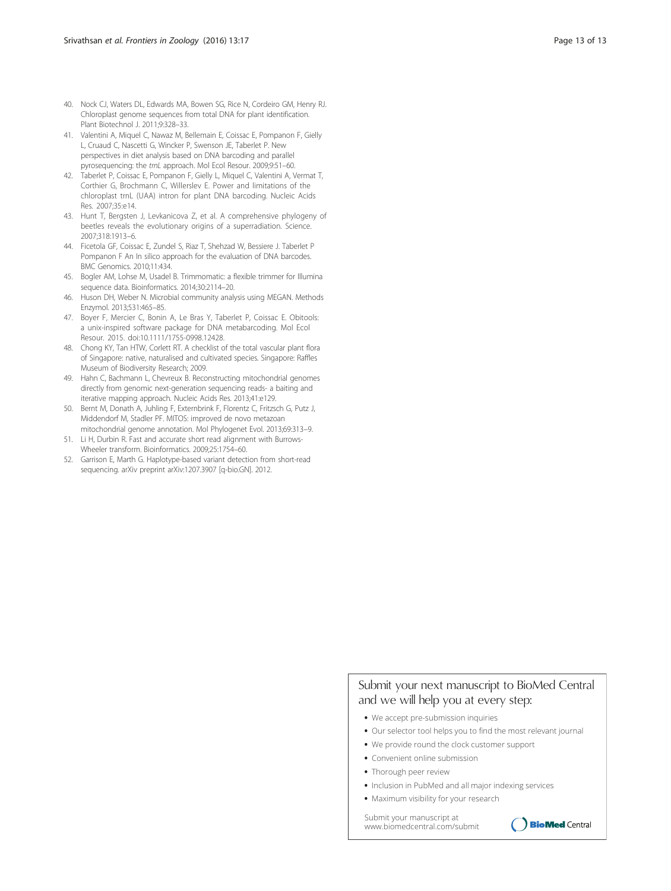40. Nock CJ, Waters DL, Edwards MA, Bowen SG, Rice N, Cordeiro GM, Henry RJ. Chloroplast genome sequences from total DNA for plant identification. Plant Biotechnol J. 2011;9:328–33.
41. Valentini A, Miquel C, Nawaz M, Bellemain E, Coissac E, Pompanon F, Gielly L, Cruaud C, Nascetti G, Wincker P, Swenson JE, Taberlet P. New perspectives in diet analysis based on DNA barcoding and parallel pyrosequencing: the *trnL* approach. Mol Ecol Resour. 2009;9:51–60.
42. Taberlet P, Coissac E, Pompanon F, Gielly L, Miquel C, Valentini A, Vermat T, Corthier G, Brochmann C, Willerslev E. Power and limitations of the chloroplast trnL (UAA) intron for plant DNA barcoding. Nucleic Acids Res. 2007;35:e14.
43. Hunt T, Bergsten J, Levkanicova Z, et al. A comprehensive phylogeny of beetles reveals the evolutionary origins of a superradiation. Science. 2007;318:1913–6.
44. Ficetola GF, Coissac E, Zundel S, Riaz T, Shehzad W, Bessiere J. Taberlet P Pompanon F An In silico approach for the evaluation of DNA barcodes. BMC Genomics. 2010;11:434.
45. Bogler AM, Lohse M, Usadel B. Trimmomatic: a flexible trimmer for Illumina sequence data. Bioinformatics. 2014;30:2114–20.
46. Huson DH, Weber N. Microbial community analysis using MEGAN. Methods Enzymol. 2013;531:465–85.
47. Boyer F, Mercier C, Bonin A, Le Bras Y, Taberlet P, Coissac E. Obitools: a unix-inspired software package for DNA metabarcoding. Mol Ecol Resour. 2015. doi:10.1111/1755-0998.12428.
48. Chong KY, Tan HTW, Corlett RT. A checklist of the total vascular plant flora of Singapore: native, naturalised and cultivated species. Singapore: Raffles Museum of Biodiversity Research; 2009.
49. Hahn C, Bachmann L, Chevreux B. Reconstructing mitochondrial genomes directly from genomic next-generation sequencing reads- a baiting and iterative mapping approach. Nucleic Acids Res. 2013;41:e129.
50. Bernt M, Donath A, Juhling F, Externbrink F, Florentz C, Fritzsch G, Putz J, Middendorf M, Stadler PF. MITOS: improved de novo metazoan mitochondrial genome annotation. Mol Phylogenet Evol. 2013;69:313–9.
51. Li H, Durbin R. Fast and accurate short read alignment with Burrows-Wheeler transform. Bioinformatics. 2009;25:1754–60.
52. Garrison E, Marth G. Haplotype-based variant detection from short-read sequencing. arXiv preprint arXiv:1207.3907 [q-bio.GN]. 2012.

Submit your next manuscript to BioMed Central and we will help you at every step:

- We accept pre-submission inquiries
- Our selector tool helps you to find the most relevant journal
- We provide round the clock customer support
- Convenient online submission
- Thorough peer review
- Inclusion in PubMed and all major indexing services
- Maximum visibility for your research

Submit your manuscript at www.biomedcentral.com/submit

BioMed Central